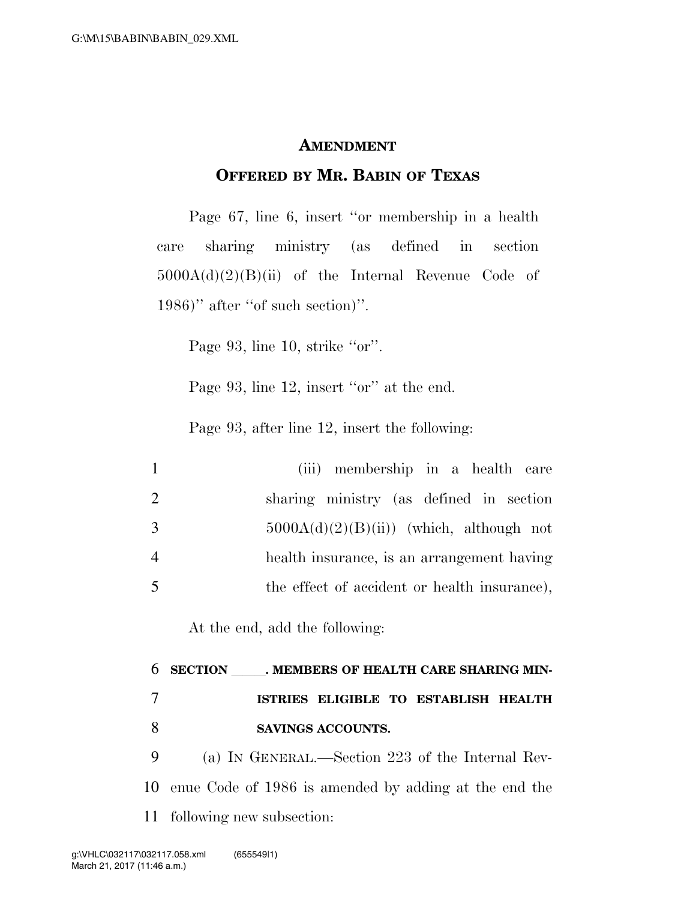## AMENDMENT

## OFFERED BY MR. BABIN OF TEXAS

Page 67, line 6, insert "or membership in a health care sharing ministry (as defined in section 5000A(d)(2)(B)(ii) of the Internal Revenue Code of 1986)" after "of such section)".

Page 93, line 10, strike "or".

Page 93, line 12, insert "or" at the end.

Page 93, after line 12, insert the following:

1 (iii) membership in a health care
2 sharing ministry (as defined in section
3 5000A(d)(2)(B)(ii)) (which, although not
4 health insurance, is an arrangement having
5 the effect of accident or health insurance),

At the end, add the following:

6 **SECTION \_\_\_\_\_. MEMBERS OF HEALTH CARE SHARING MIN-**
7 **ISTRIES ELIGIBLE TO ESTABLISH HEALTH**
8 **SAVINGS ACCOUNTS.**

9 (a) IN GENERAL.—Section 223 of the Internal Rev-
10 enue Code of 1986 is amended by adding at the end the
11 following new subsection: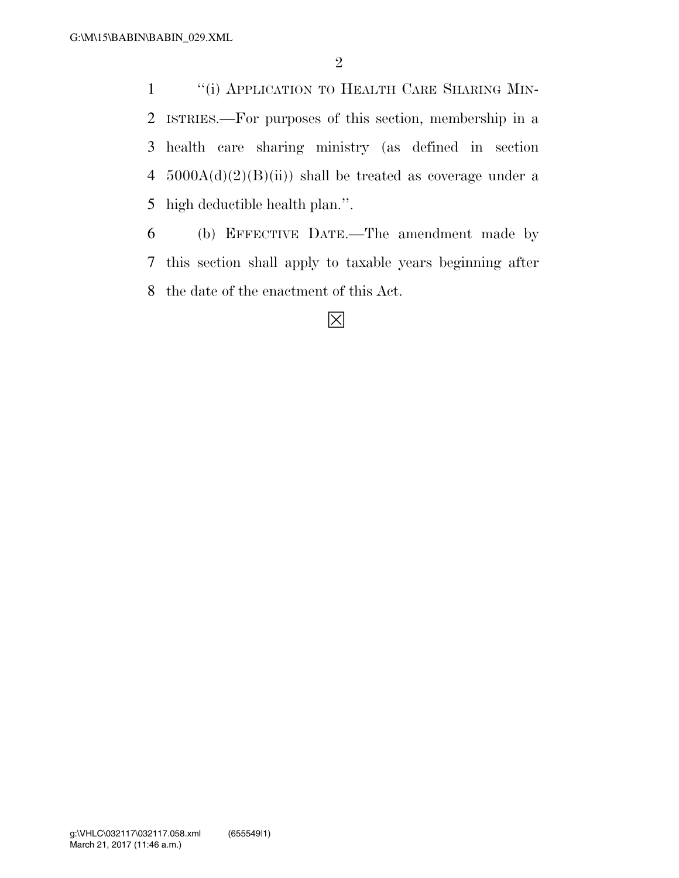"(i) APPLICATION TO HEALTH CARE SHARING MINISTRIES.—For purposes of this section, membership in a health care sharing ministry (as defined in section 5000A(d)(2)(B)(ii)) shall be treated as coverage under a high deductible health plan.".

(b) EFFECTIVE DATE.—The amendment made by this section shall apply to taxable years beginning after the date of the enactment of this Act.